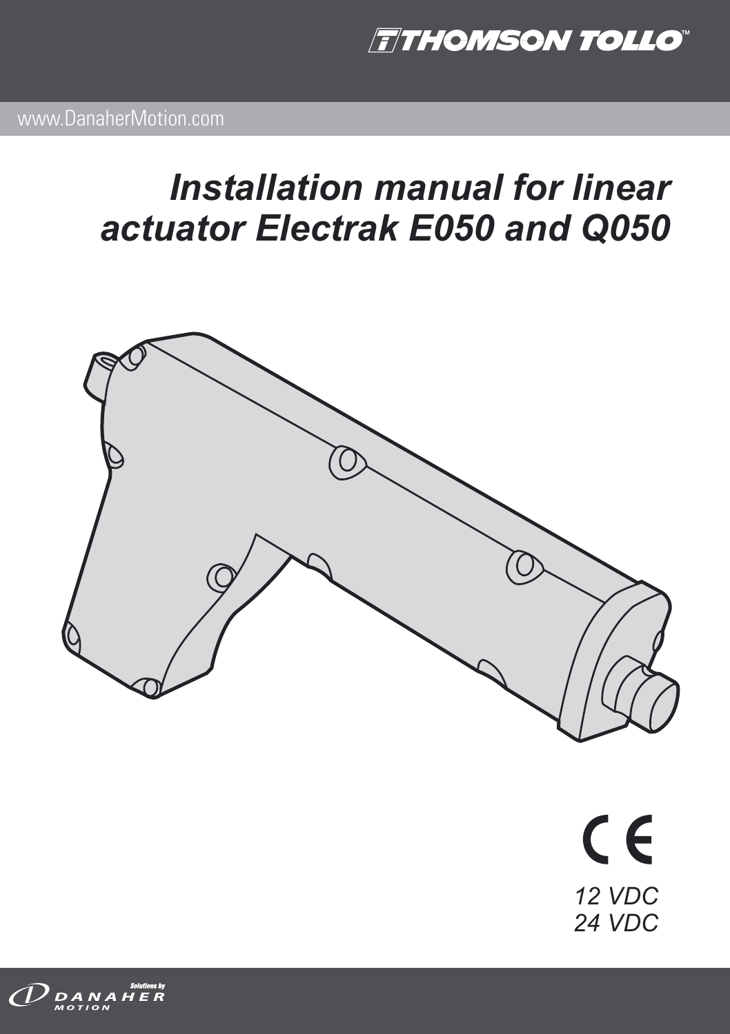THOMSON TOLLO™

www.DanaherMotion.com

# *Installation manual for linear actuator Electrak E050 and Q050*

CE

*12 VDC*
*24 VDC*

Solutions by DANAHER MOTION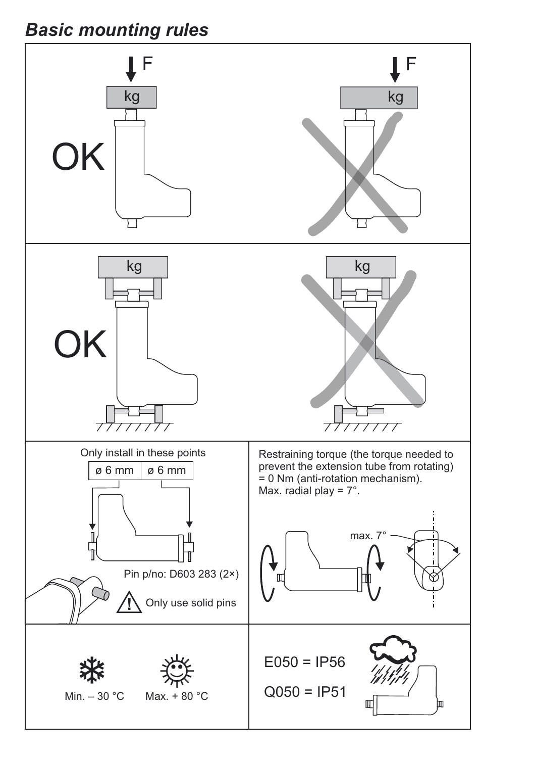## *Basic mounting rules*

F

kg

OK

F

kg

kg

OK

kg

Only install in these points

| ø 6 mm | ø 6 mm |
|---|---|

Pin p/no: D603 283 (2×)

⚠ Only use solid pins

Restraining torque (the torque needed to prevent the extension tube from rotating) = 0 Nm (anti-rotation mechanism).
Max. radial play = 7°.

max. 7°

Min. – 30 °C

Max. + 80 °C

E050 = IP56

Q050 = IP51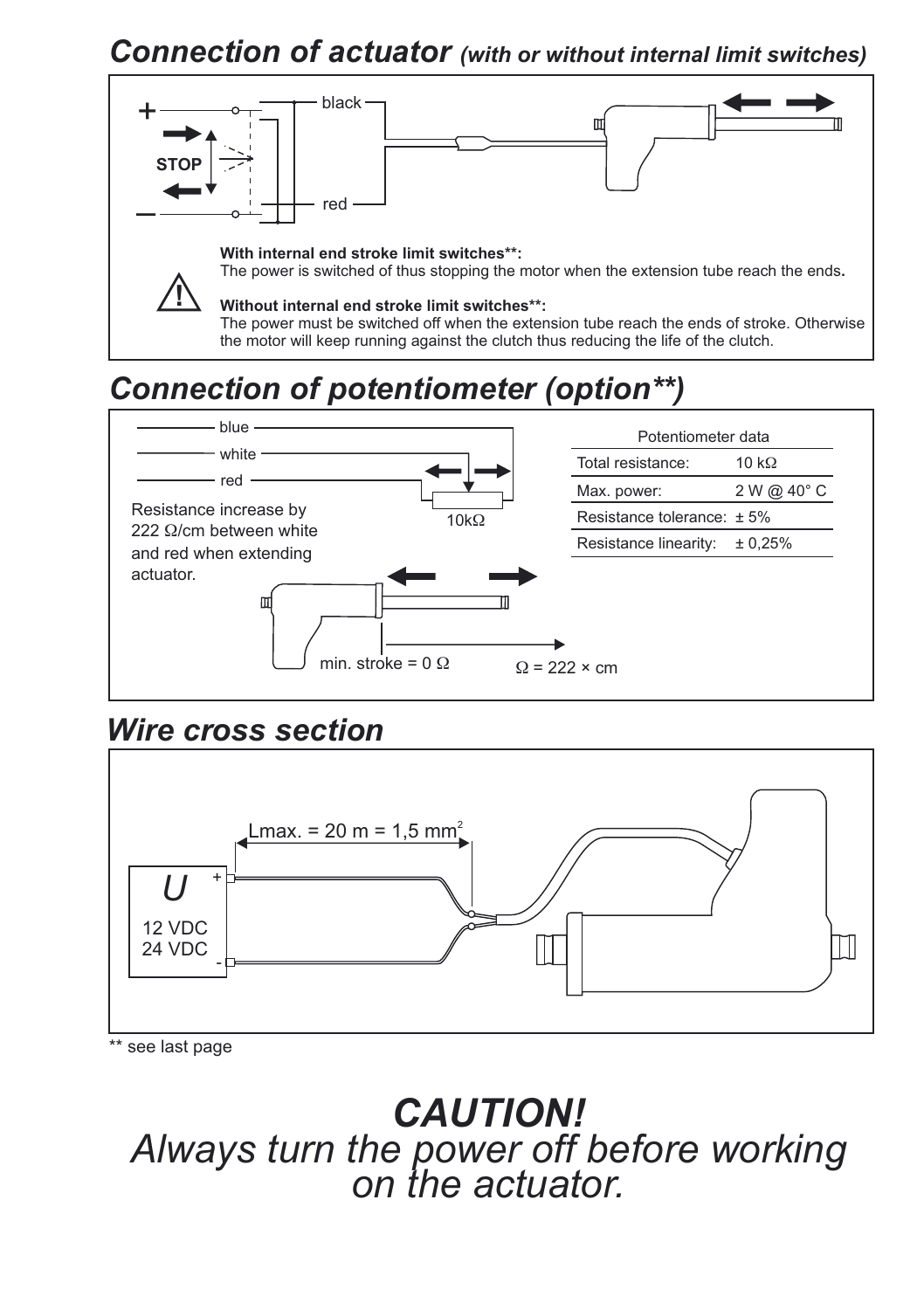## *Connection of actuator (with or without internal limit switches)*

\+

STOP

–

black

red

**With internal end stroke limit switches\*\*:**
The power is switched of thus stopping the motor when the extension tube reach the ends**.**

**Without internal end stroke limit switches\*\*:**
The power must be switched off when the extension tube reach the ends of stroke. Otherwise the motor will keep running against the clutch thus reducing the life of the clutch.

## *Connection of potentiometer (option\*\*)*

blue

white

red

10kΩ

Resistance increase by 222 Ω/cm between white and red when extending actuator.

min. stroke = 0 Ω

Ω = 222 × cm

| Potentiometer data | |
|---|---|
| Total resistance: | 10 kΩ |
| Max. power: | 2 W @ 40° C |
| Resistance tolerance: | ± 5% |
| Resistance linearity: | ± 0,25% |

## *Wire cross section*

Lmax. = 20 m = 1,5 mm²

*U*

12 VDC
24 VDC

\+

\-

\*\* see last page

# *CAUTION!*

*Always turn the power off before working on the actuator.*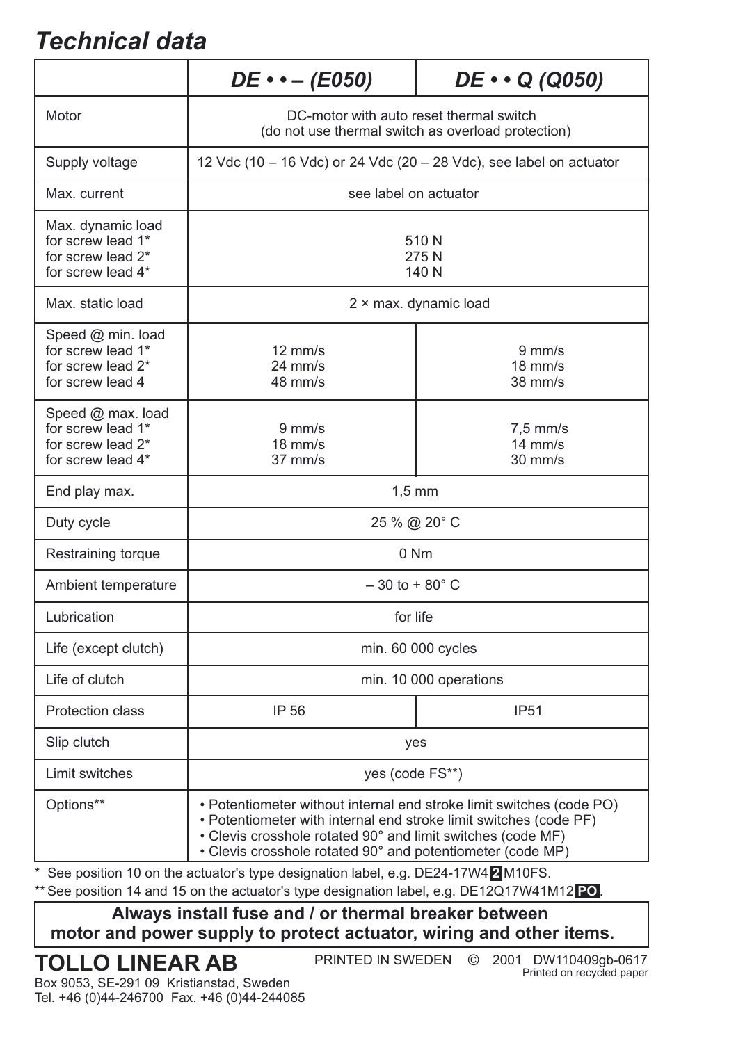# *Technical data*

| | *DE • • – (E050)* | *DE • • Q (Q050)* |
|---|---|---|
| Motor | DC-motor with auto reset thermal switch<br>(do not use thermal switch as overload protection) | |
| Supply voltage | 12 Vdc (10 – 16 Vdc) or 24 Vdc (20 – 28 Vdc), see label on actuator | |
| Max. current | see label on actuator | |
| Max. dynamic load<br>for screw lead 1*<br>for screw lead 2*<br>for screw lead 4* | <br>510 N<br>275 N<br>140 N | |
| Max. static load | 2 × max. dynamic load | |
| Speed @ min. load<br>for screw lead 1*<br>for screw lead 2*<br>for screw lead 4 | <br>12 mm/s<br>24 mm/s<br>48 mm/s | <br>9 mm/s<br>18 mm/s<br>38 mm/s |
| Speed @ max. load<br>for screw lead 1*<br>for screw lead 2*<br>for screw lead 4* | <br>9 mm/s<br>18 mm/s<br>37 mm/s | <br>7,5 mm/s<br>14 mm/s<br>30 mm/s |
| End play max. | 1,5 mm | |
| Duty cycle | 25 % @ 20° C | |
| Restraining torque | 0 Nm | |
| Ambient temperature | – 30 to + 80° C | |
| Lubrication | for life | |
| Life (except clutch) | min. 60 000 cycles | |
| Life of clutch | min. 10 000 operations | |
| Protection class | IP 56 | IP51 |
| Slip clutch | yes | |
| Limit switches | yes (code FS**) | |
| Options** | • Potentiometer without internal end stroke limit switches (code PO)<br>• Potentiometer with internal end stroke limit switches (code PF)<br>• Clevis crosshole rotated 90° and limit switches (code MF)<br>• Clevis crosshole rotated 90° and potentiometer (code MP) | |

\* See position 10 on the actuator's type designation label, e.g. DE24-17W4**2**M10FS.

** See position 14 and 15 on the actuator's type designation label, e.g. DE12Q17W41M12**PO**.

**Always install fuse and / or thermal breaker between motor and power supply to protect actuator, wiring and other items.**

**TOLLO LINEAR AB**

Box 9053, SE-291 09 Kristianstad, Sweden
Tel. +46 (0)44-246700 Fax. +46 (0)44-244085

PRINTED IN SWEDEN © 2001 DW110409gb-0617
Printed on recycled paper